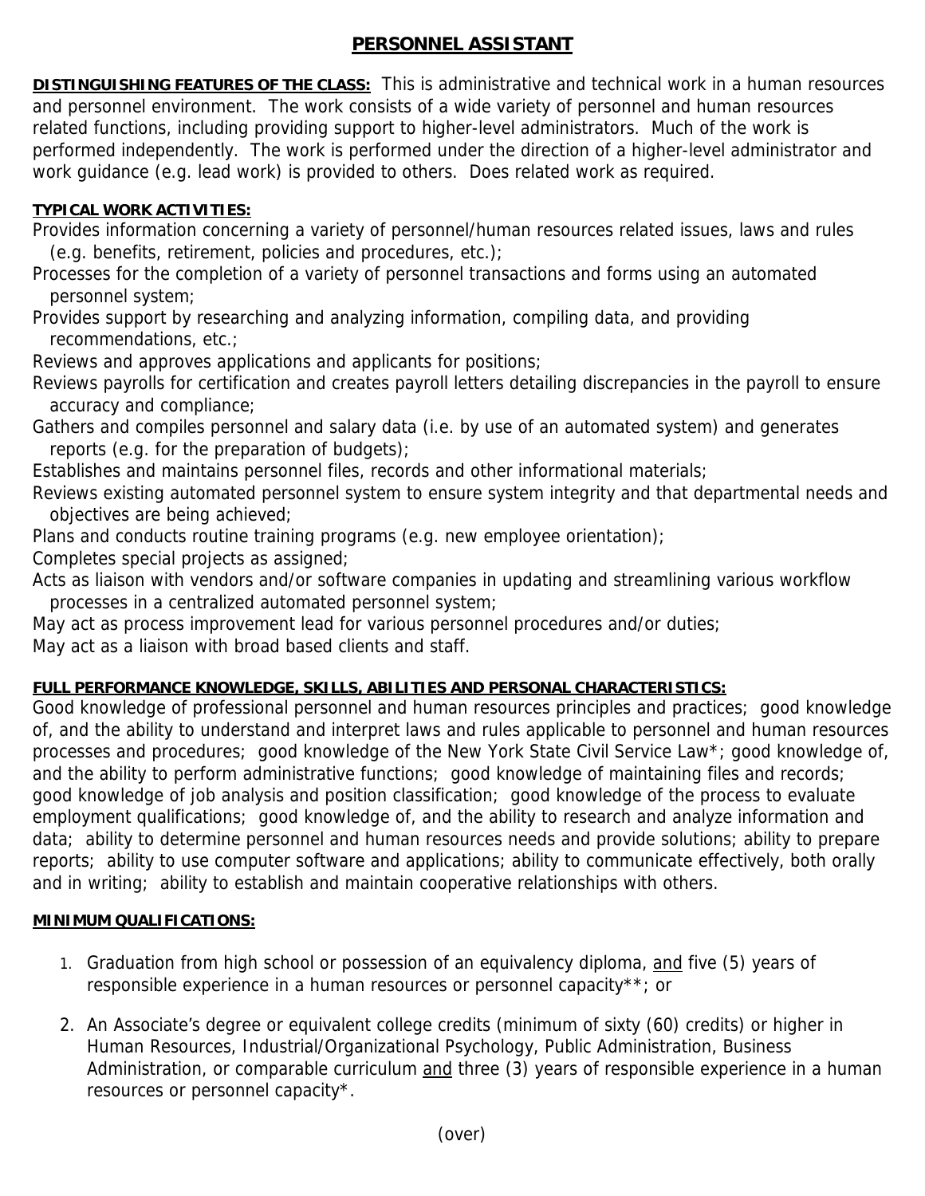# PERSONNEL ASSISTANT

**DISTINGUISHING FEATURES OF THE CLASS:** This is administrative and technical work in a human resources and personnel environment. The work consists of a wide variety of personnel and human resources related functions, including providing support to higher-level administrators. Much of the work is performed independently. The work is performed under the direction of a higher-level administrator and work guidance (e.g. lead work) is provided to others. Does related work as required.

**TYPICAL WORK ACTIVITIES:**

Provides information concerning a variety of personnel/human resources related issues, laws and rules (e.g. benefits, retirement, policies and procedures, etc.);

Processes for the completion of a variety of personnel transactions and forms using an automated personnel system;

Provides support by researching and analyzing information, compiling data, and providing recommendations, etc.;

Reviews and approves applications and applicants for positions;

Reviews payrolls for certification and creates payroll letters detailing discrepancies in the payroll to ensure accuracy and compliance;

Gathers and compiles personnel and salary data (i.e. by use of an automated system) and generates reports (e.g. for the preparation of budgets);

Establishes and maintains personnel files, records and other informational materials;

Reviews existing automated personnel system to ensure system integrity and that departmental needs and objectives are being achieved;

Plans and conducts routine training programs (e.g. new employee orientation);

Completes special projects as assigned;

Acts as liaison with vendors and/or software companies in updating and streamlining various workflow processes in a centralized automated personnel system;

May act as process improvement lead for various personnel procedures and/or duties;

May act as a liaison with broad based clients and staff.

**FULL PERFORMANCE KNOWLEDGE, SKILLS, ABILITIES AND PERSONAL CHARACTERISTICS:**

Good knowledge of professional personnel and human resources principles and practices; good knowledge of, and the ability to understand and interpret laws and rules applicable to personnel and human resources processes and procedures; good knowledge of the New York State Civil Service Law*; good knowledge of, and the ability to perform administrative functions; good knowledge of maintaining files and records; good knowledge of job analysis and position classification; good knowledge of the process to evaluate employment qualifications; good knowledge of, and the ability to research and analyze information and data; ability to determine personnel and human resources needs and provide solutions; ability to prepare reports; ability to use computer software and applications; ability to communicate effectively, both orally and in writing; ability to establish and maintain cooperative relationships with others.

**MINIMUM QUALIFICATIONS:**

1. Graduation from high school or possession of an equivalency diploma, and five (5) years of responsible experience in a human resources or personnel capacity**; or

2. An Associate's degree or equivalent college credits (minimum of sixty (60) credits) or higher in Human Resources, Industrial/Organizational Psychology, Public Administration, Business Administration, or comparable curriculum and three (3) years of responsible experience in a human resources or personnel capacity*.

(over)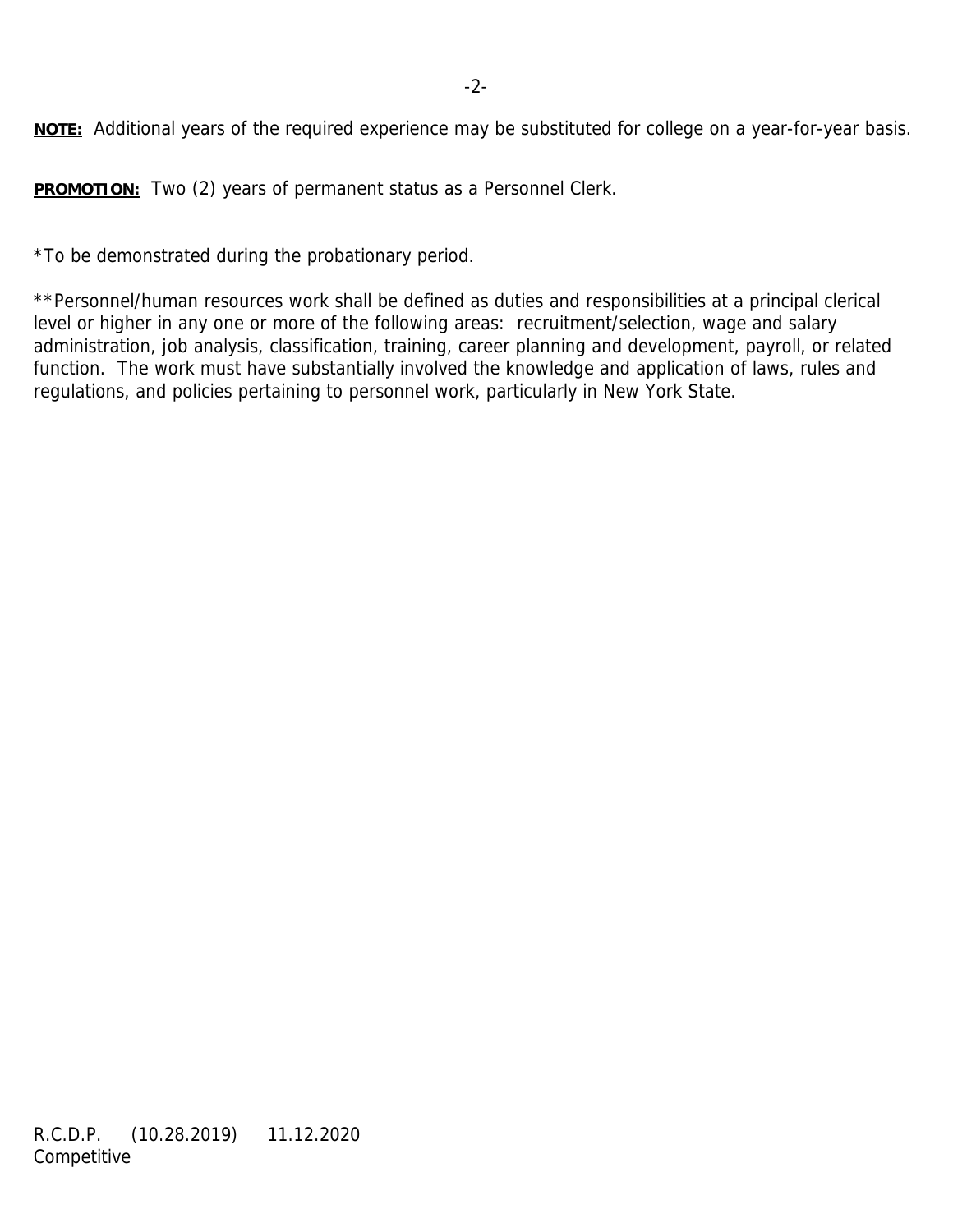**NOTE:** Additional years of the required experience may be substituted for college on a year-for-year basis.

**PROMOTION:** Two (2) years of permanent status as a Personnel Clerk.

*To be demonstrated during the probationary period.

**Personnel/human resources work shall be defined as duties and responsibilities at a principal clerical level or higher in any one or more of the following areas: recruitment/selection, wage and salary administration, job analysis, classification, training, career planning and development, payroll, or related function. The work must have substantially involved the knowledge and application of laws, rules and regulations, and policies pertaining to personnel work, particularly in New York State.

R.C.D.P. (10.28.2019) 11.12.2020
Competitive